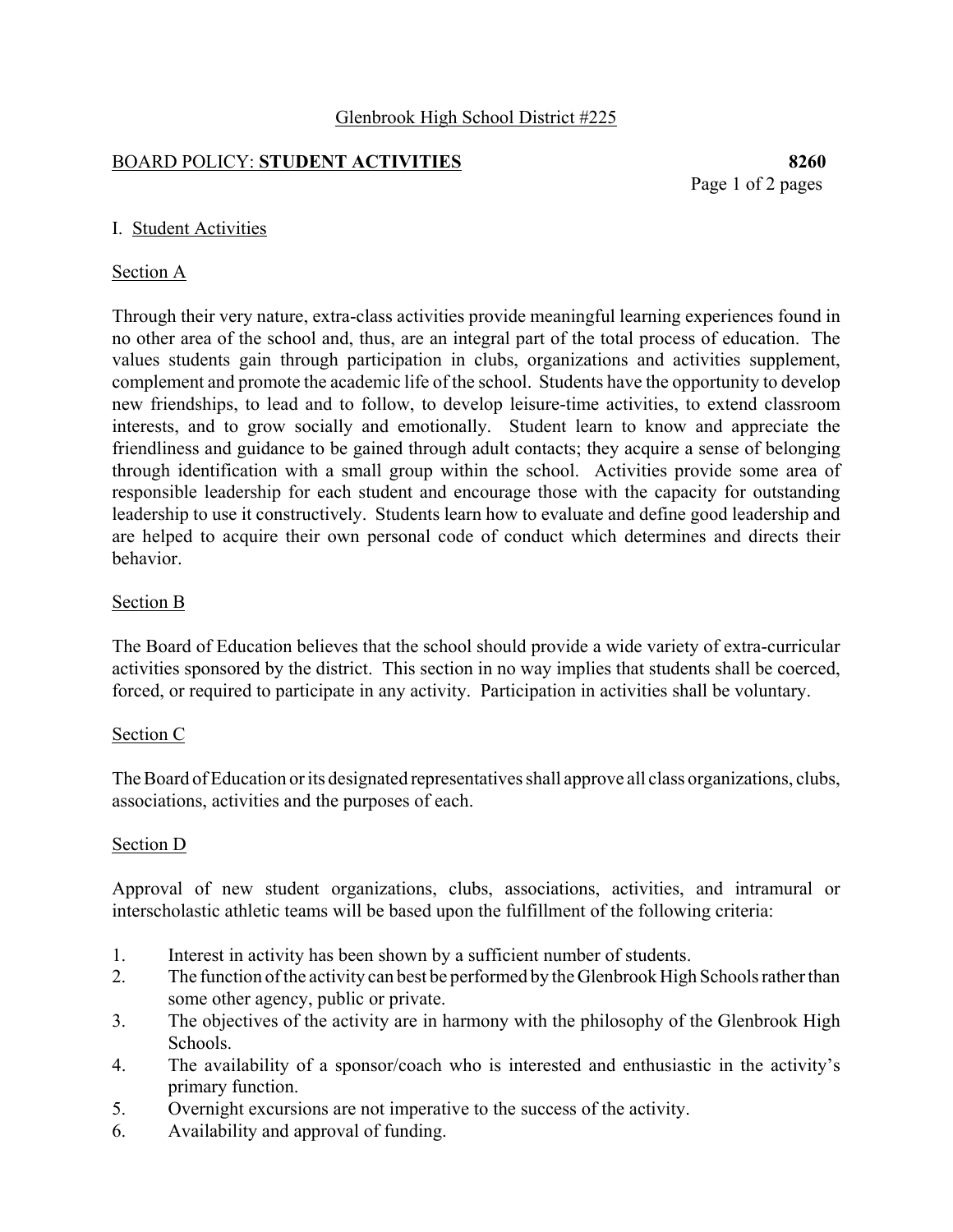Glenbrook High School District #225

BOARD POLICY: **STUDENT ACTIVITIES** **8260**

## I. Student Activities

### Section A

Through their very nature, extra-class activities provide meaningful learning experiences found in no other area of the school and, thus, are an integral part of the total process of education. The values students gain through participation in clubs, organizations and activities supplement, complement and promote the academic life of the school. Students have the opportunity to develop new friendships, to lead and to follow, to develop leisure-time activities, to extend classroom interests, and to grow socially and emotionally. Student learn to know and appreciate the friendliness and guidance to be gained through adult contacts; they acquire a sense of belonging through identification with a small group within the school. Activities provide some area of responsible leadership for each student and encourage those with the capacity for outstanding leadership to use it constructively. Students learn how to evaluate and define good leadership and are helped to acquire their own personal code of conduct which determines and directs their behavior.

### Section B

The Board of Education believes that the school should provide a wide variety of extra-curricular activities sponsored by the district. This section in no way implies that students shall be coerced, forced, or required to participate in any activity. Participation in activities shall be voluntary.

### Section C

The Board of Education or its designated representatives shall approve all class organizations, clubs, associations, activities and the purposes of each.

### Section D

Approval of new student organizations, clubs, associations, activities, and intramural or interscholastic athletic teams will be based upon the fulfillment of the following criteria:

1. Interest in activity has been shown by a sufficient number of students.
2. The function of the activity can best be performed by the Glenbrook High Schools rather than some other agency, public or private.
3. The objectives of the activity are in harmony with the philosophy of the Glenbrook High Schools.
4. The availability of a sponsor/coach who is interested and enthusiastic in the activity's primary function.
5. Overnight excursions are not imperative to the success of the activity.
6. Availability and approval of funding.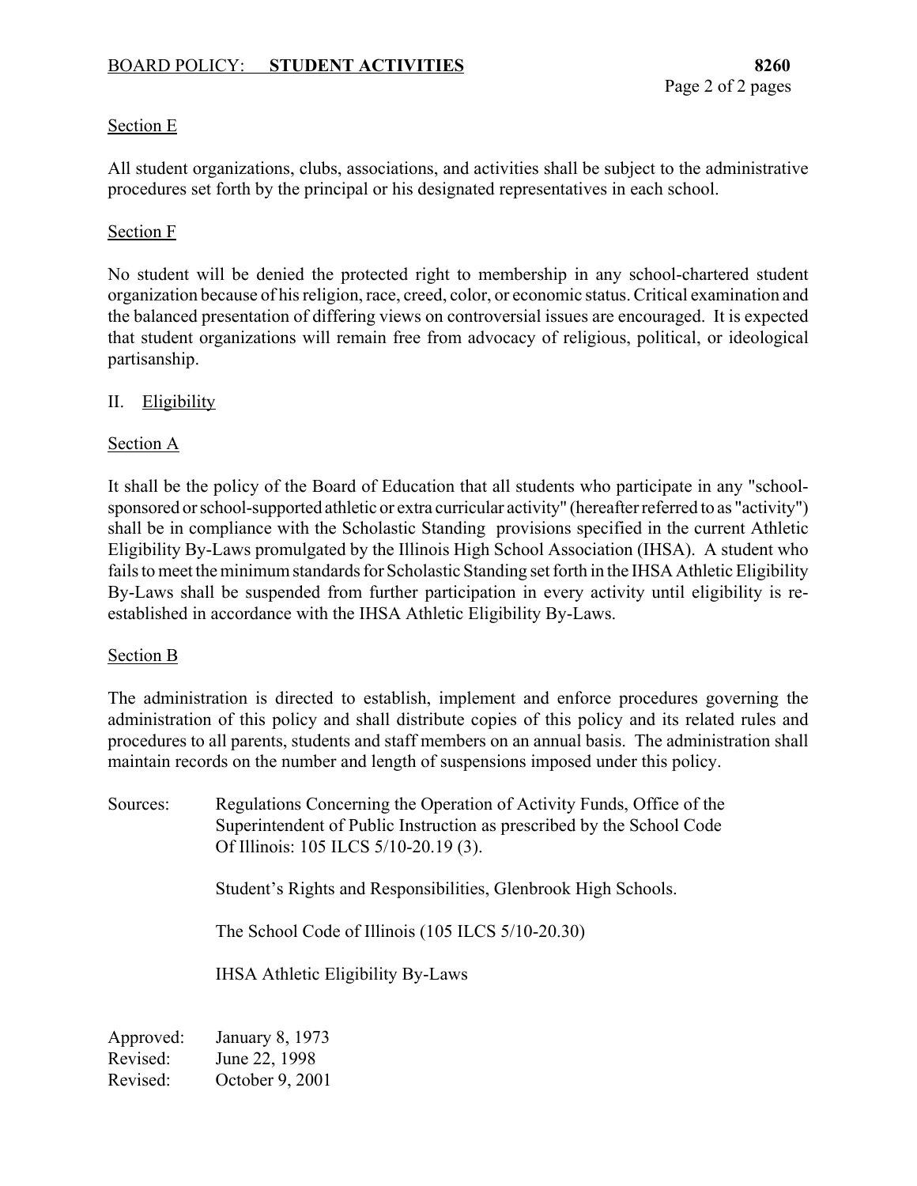Section E

All student organizations, clubs, associations, and activities shall be subject to the administrative procedures set forth by the principal or his designated representatives in each school.

Section F

No student will be denied the protected right to membership in any school-chartered student organization because of his religion, race, creed, color, or economic status. Critical examination and the balanced presentation of differing views on controversial issues are encouraged. It is expected that student organizations will remain free from advocacy of religious, political, or ideological partisanship.

## II. Eligibility

Section A

It shall be the policy of the Board of Education that all students who participate in any "school-sponsored or school-supported athletic or extra curricular activity" (hereafter referred to as "activity") shall be in compliance with the Scholastic Standing provisions specified in the current Athletic Eligibility By-Laws promulgated by the Illinois High School Association (IHSA). A student who fails to meet the minimum standards for Scholastic Standing set forth in the IHSA Athletic Eligibility By-Laws shall be suspended from further participation in every activity until eligibility is re-established in accordance with the IHSA Athletic Eligibility By-Laws.

Section B

The administration is directed to establish, implement and enforce procedures governing the administration of this policy and shall distribute copies of this policy and its related rules and procedures to all parents, students and staff members on an annual basis. The administration shall maintain records on the number and length of suspensions imposed under this policy.

Sources: Regulations Concerning the Operation of Activity Funds, Office of the Superintendent of Public Instruction as prescribed by the School Code Of Illinois: 105 ILCS 5/10-20.19 (3).

Student's Rights and Responsibilities, Glenbrook High Schools.

The School Code of Illinois (105 ILCS 5/10-20.30)

IHSA Athletic Eligibility By-Laws

Approved: January 8, 1973
Revised: June 22, 1998
Revised: October 9, 2001